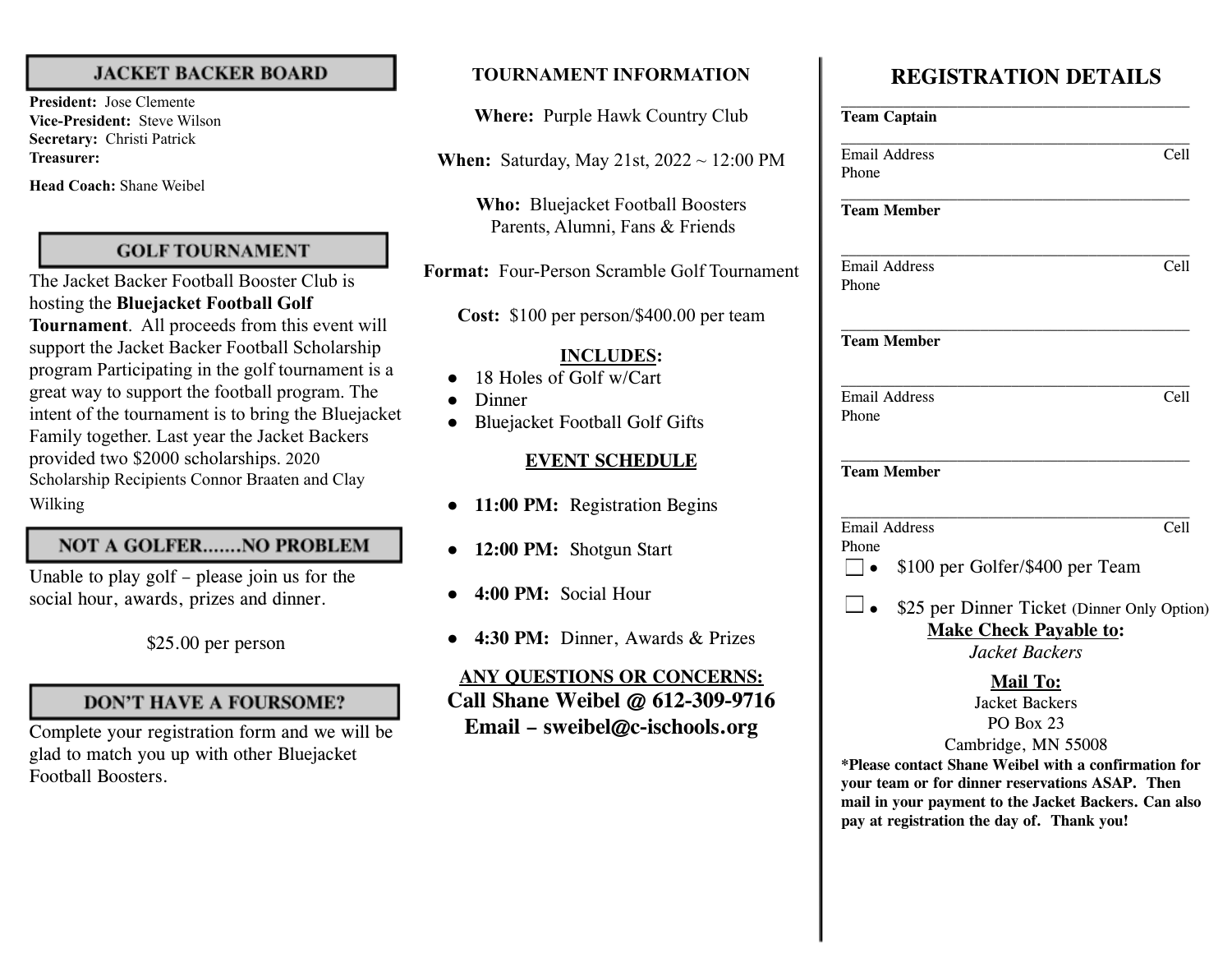## JACKET BACKER BOARD

**President:** Jose Clemente
**Vice-President:** Steve Wilson
**Secretary:** Christi Patrick
**Treasurer:**

**Head Coach:** Shane Weibel

## GOLF TOURNAMENT

The Jacket Backer Football Booster Club is hosting the **Bluejacket Football Golf Tournament**. All proceeds from this event will support the Jacket Backer Football Scholarship program Participating in the golf tournament is a great way to support the football program. The intent of the tournament is to bring the Bluejacket Family together. Last year the Jacket Backers provided two $2000 scholarships. 2020 Scholarship Recipients Connor Braaten and Clay Wilking

## NOT A GOLFER.......NO PROBLEM

Unable to play golf – please join us for the social hour, awards, prizes and dinner.

$25.00 per person

## DON'T HAVE A FOURSOME?

Complete your registration form and we will be glad to match you up with other Bluejacket Football Boosters.

## TOURNAMENT INFORMATION

**Where:** Purple Hawk Country Club

**When:** Saturday, May 21st, 2022 ~ 12:00 PM

**Who:** Bluejacket Football Boosters
Parents, Alumni, Fans & Friends

**Format:** Four-Person Scramble Golf Tournament

**Cost:** $100 per person/$400.00 per team

**INCLUDES:**

- 18 Holes of Golf w/Cart
- Dinner
- Bluejacket Football Golf Gifts

**EVENT SCHEDULE**

- **11:00 PM:** Registration Begins
- **12:00 PM:** Shotgun Start
- **4:00 PM:** Social Hour
- **4:30 PM:** Dinner, Awards & Prizes

**ANY QUESTIONS OR CONCERNS:**
**Call Shane Weibel @ 612-309-9716**
**Email – sweibel@c-ischools.org**

## REGISTRATION DETAILS

______________________________________
**Team Captain**

______________________________________
Email Address Cell Phone

______________________________________
**Team Member**

______________________________________
Email Address Cell Phone

______________________________________
**Team Member**

______________________________________
Email Address Cell Phone

______________________________________
**Team Member**

______________________________________
Email Address Cell Phone

- ☐ $100 per Golfer/$400 per Team
- ☐ $25 per Dinner Ticket (Dinner Only Option)

**Make Check Payable to:**
*Jacket Backers*

**Mail To:**
Jacket Backers
PO Box 23
Cambridge, MN 55008

**\*Please contact Shane Weibel with a confirmation for your team or for dinner reservations ASAP. Then mail in your payment to the Jacket Backers. Can also pay at registration the day of. Thank you!**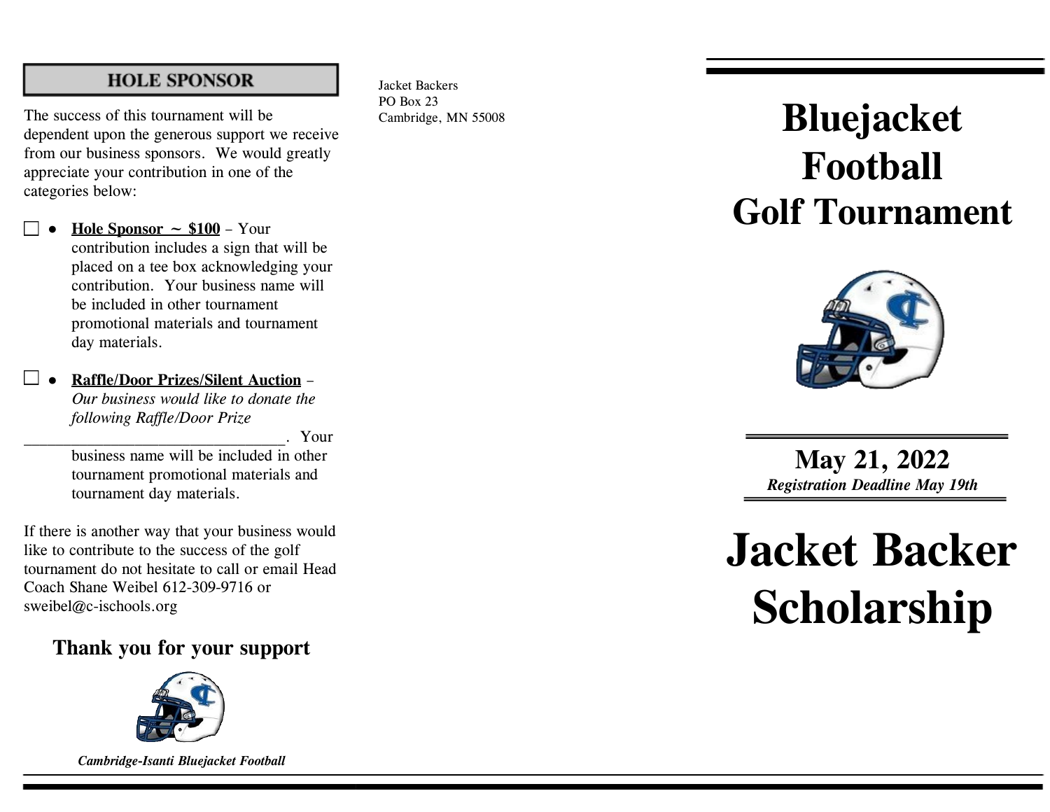## HOLE SPONSOR

The success of this tournament will be dependent upon the generous support we receive from our business sponsors. We would greatly appreciate your contribution in one of the categories below:

- ☐ **Hole Sponsor ~ $100** – Your contribution includes a sign that will be placed on a tee box acknowledging your contribution. Your business name will be included in other tournament promotional materials and tournament day materials.

- ☐ **Raffle/Door Prizes/Silent Auction** – *Our business would like to donate the following Raffle/Door Prize* ________________________________. Your business name will be included in other tournament promotional materials and tournament day materials.

If there is another way that your business would like to contribute to the success of the golf tournament do not hesitate to call or email Head Coach Shane Weibel 612-309-9716 or sweibel@c-ischools.org

### Thank you for your support

***Cambridge-Isanti Bluejacket Football***

Jacket Backers
PO Box 23
Cambridge, MN 55008

# Bluejacket Football Golf Tournament

## May 21, 2022

***Registration Deadline May 19th***

# Jacket Backer Scholarship